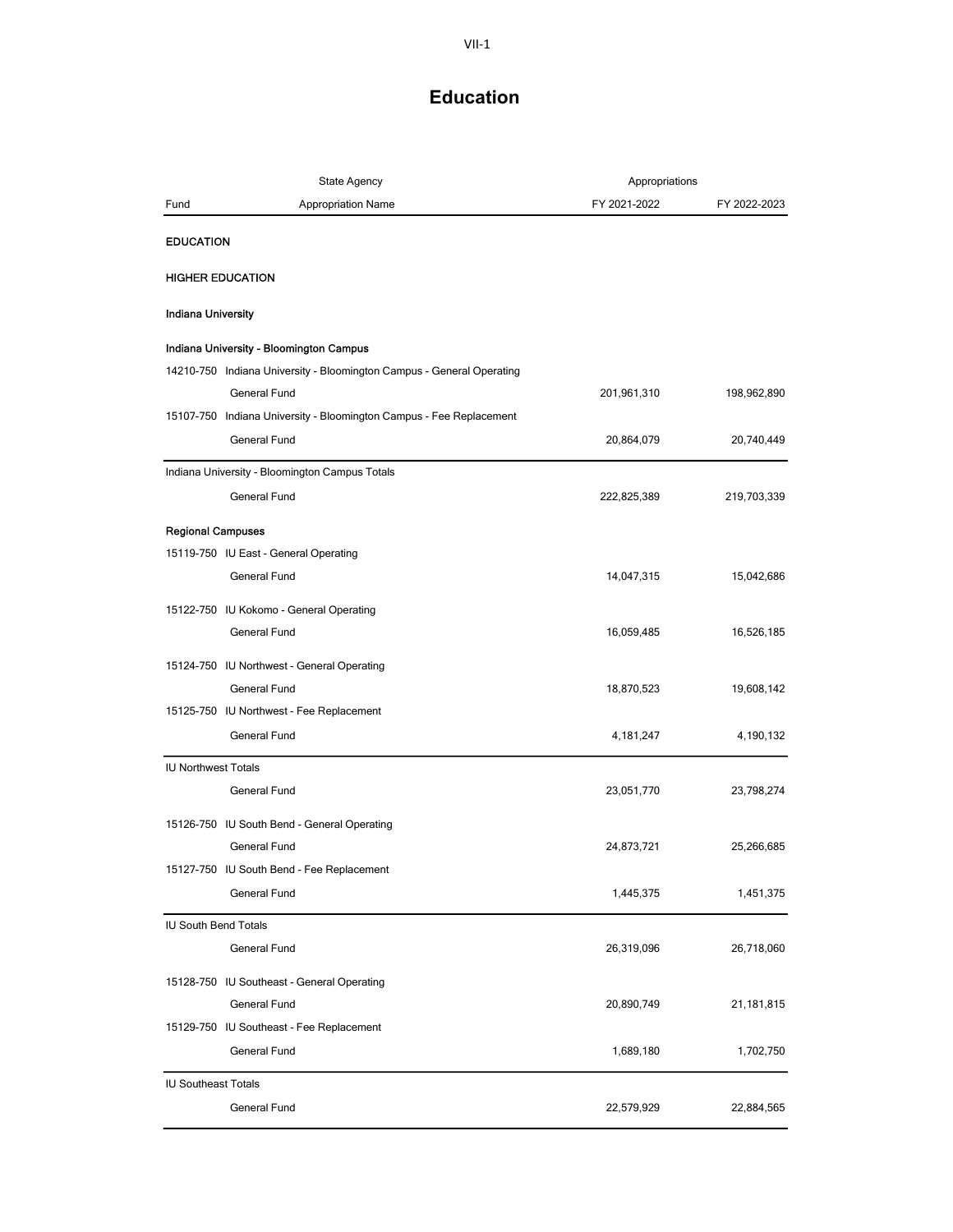# Education

| State Agency | | Appropriations | |
|---|---|---|---|
| Fund | Appropriation Name | FY 2021-2022 | FY 2022-2023 |
| **EDUCATION** | | | |
| **HIGHER EDUCATION** | | | |
| **Indiana University** | | | |
| **Indiana University - Bloomington Campus** | | | |
| 14210-750 | Indiana University - Bloomington Campus - General Operating | | |
| | General Fund | 201,961,310 | 198,962,890 |
| 15107-750 | Indiana University - Bloomington Campus - Fee Replacement | | |
| | General Fund | 20,864,079 | 20,740,449 |
| Indiana University - Bloomington Campus Totals | | | |
| | General Fund | 222,825,389 | 219,703,339 |
| **Regional Campuses** | | | |
| 15119-750 | IU East - General Operating | | |
| | General Fund | 14,047,315 | 15,042,686 |
| 15122-750 | IU Kokomo - General Operating | | |
| | General Fund | 16,059,485 | 16,526,185 |
| 15124-750 | IU Northwest - General Operating | | |
| | General Fund | 18,870,523 | 19,608,142 |
| 15125-750 | IU Northwest - Fee Replacement | | |
| | General Fund | 4,181,247 | 4,190,132 |
| IU Northwest Totals | | | |
| | General Fund | 23,051,770 | 23,798,274 |
| 15126-750 | IU South Bend - General Operating | | |
| | General Fund | 24,873,721 | 25,266,685 |
| 15127-750 | IU South Bend - Fee Replacement | | |
| | General Fund | 1,445,375 | 1,451,375 |
| IU South Bend Totals | | | |
| | General Fund | 26,319,096 | 26,718,060 |
| 15128-750 | IU Southeast - General Operating | | |
| | General Fund | 20,890,749 | 21,181,815 |
| 15129-750 | IU Southeast - Fee Replacement | | |
| | General Fund | 1,689,180 | 1,702,750 |
| IU Southeast Totals | | | |
| | General Fund | 22,579,929 | 22,884,565 |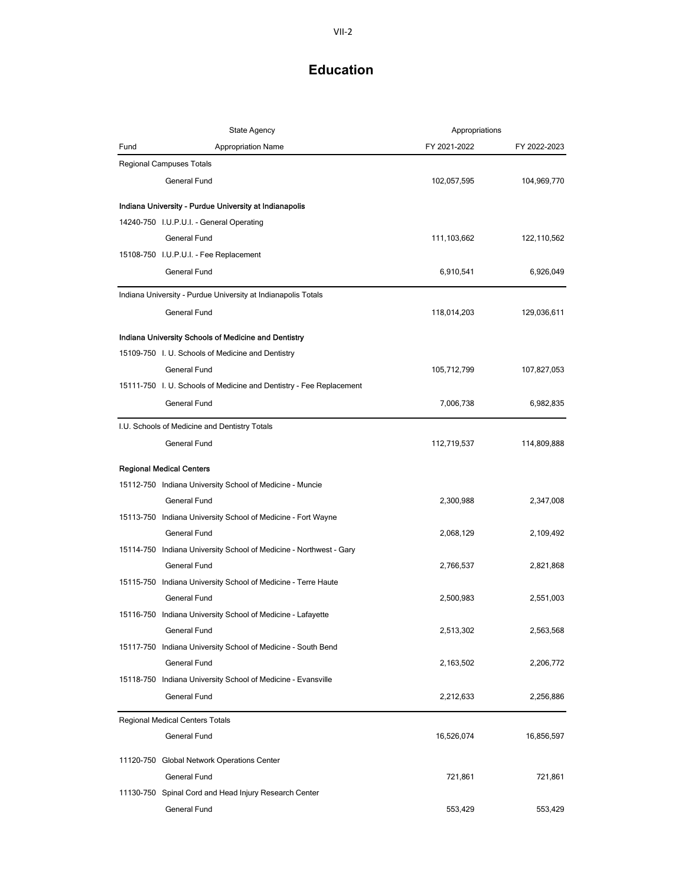# Education

| Fund | State Agency / Appropriation Name | Appropriations FY 2021-2022 | Appropriations FY 2022-2023 |
|---|---|---|---|
| Regional Campuses Totals | | | |
| | General Fund | 102,057,595 | 104,969,770 |
| **Indiana University - Purdue University at Indianapolis** | | | |
| 14240-750 | I.U.P.U.I. - General Operating | | |
| | General Fund | 111,103,662 | 122,110,562 |
| 15108-750 | I.U.P.U.I. - Fee Replacement | | |
| | General Fund | 6,910,541 | 6,926,049 |
| Indiana University - Purdue University at Indianapolis Totals | | | |
| | General Fund | 118,014,203 | 129,036,611 |
| **Indiana University Schools of Medicine and Dentistry** | | | |
| 15109-750 | I. U. Schools of Medicine and Dentistry | | |
| | General Fund | 105,712,799 | 107,827,053 |
| 15111-750 | I. U. Schools of Medicine and Dentistry - Fee Replacement | | |
| | General Fund | 7,006,738 | 6,982,835 |
| I.U. Schools of Medicine and Dentistry Totals | | | |
| | General Fund | 112,719,537 | 114,809,888 |
| **Regional Medical Centers** | | | |
| 15112-750 | Indiana University School of Medicine - Muncie | | |
| | General Fund | 2,300,988 | 2,347,008 |
| 15113-750 | Indiana University School of Medicine - Fort Wayne | | |
| | General Fund | 2,068,129 | 2,109,492 |
| 15114-750 | Indiana University School of Medicine - Northwest - Gary | | |
| | General Fund | 2,766,537 | 2,821,868 |
| 15115-750 | Indiana University School of Medicine - Terre Haute | | |
| | General Fund | 2,500,983 | 2,551,003 |
| 15116-750 | Indiana University School of Medicine - Lafayette | | |
| | General Fund | 2,513,302 | 2,563,568 |
| 15117-750 | Indiana University School of Medicine - South Bend | | |
| | General Fund | 2,163,502 | 2,206,772 |
| 15118-750 | Indiana University School of Medicine - Evansville | | |
| | General Fund | 2,212,633 | 2,256,886 |
| Regional Medical Centers Totals | | | |
| | General Fund | 16,526,074 | 16,856,597 |
| 11120-750 | Global Network Operations Center | | |
| | General Fund | 721,861 | 721,861 |
| 11130-750 | Spinal Cord and Head Injury Research Center | | |
| | General Fund | 553,429 | 553,429 |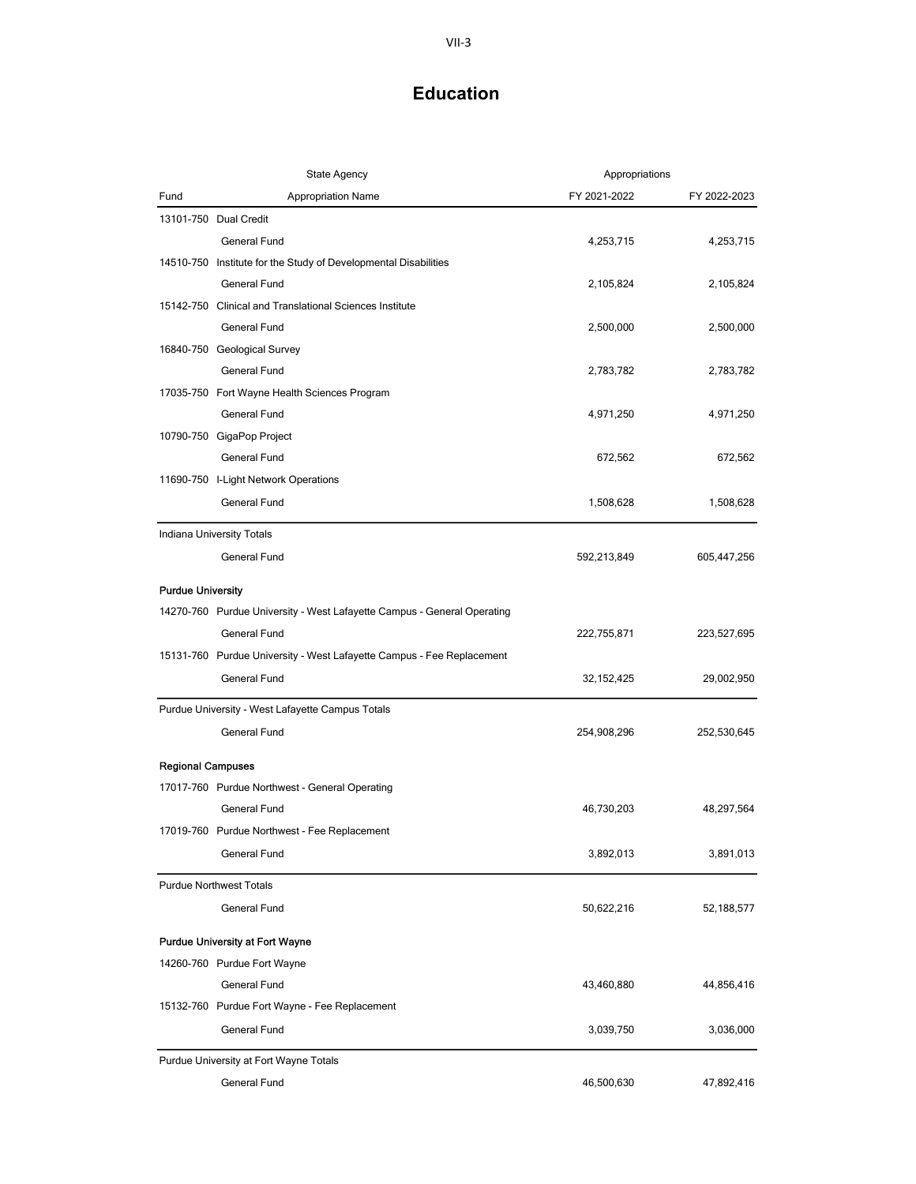# Education

| Fund | State Agency / Appropriation Name | Appropriations FY 2021-2022 | FY 2022-2023 |
|---|---|---|---|
| 13101-750 | Dual Credit | | |
| | General Fund | 4,253,715 | 4,253,715 |
| 14510-750 | Institute for the Study of Developmental Disabilities | | |
| | General Fund | 2,105,824 | 2,105,824 |
| 15142-750 | Clinical and Translational Sciences Institute | | |
| | General Fund | 2,500,000 | 2,500,000 |
| 16840-750 | Geological Survey | | |
| | General Fund | 2,783,782 | 2,783,782 |
| 17035-750 | Fort Wayne Health Sciences Program | | |
| | General Fund | 4,971,250 | 4,971,250 |
| 10790-750 | GigaPop Project | | |
| | General Fund | 672,562 | 672,562 |
| 11690-750 | I-Light Network Operations | | |
| | General Fund | 1,508,628 | 1,508,628 |
| Indiana University Totals | | | |
| | General Fund | 592,213,849 | 605,447,256 |
| **Purdue University** | | | |
| 14270-760 | Purdue University - West Lafayette Campus - General Operating | | |
| | General Fund | 222,755,871 | 223,527,695 |
| 15131-760 | Purdue University - West Lafayette Campus - Fee Replacement | | |
| | General Fund | 32,152,425 | 29,002,950 |
| Purdue University - West Lafayette Campus Totals | | | |
| | General Fund | 254,908,296 | 252,530,645 |
| **Regional Campuses** | | | |
| 17017-760 | Purdue Northwest - General Operating | | |
| | General Fund | 46,730,203 | 48,297,564 |
| 17019-760 | Purdue Northwest - Fee Replacement | | |
| | General Fund | 3,892,013 | 3,891,013 |
| Purdue Northwest Totals | | | |
| | General Fund | 50,622,216 | 52,188,577 |
| **Purdue University at Fort Wayne** | | | |
| 14260-760 | Purdue Fort Wayne | | |
| | General Fund | 43,460,880 | 44,856,416 |
| 15132-760 | Purdue Fort Wayne - Fee Replacement | | |
| | General Fund | 3,039,750 | 3,036,000 |
| Purdue University at Fort Wayne Totals | | | |
| | General Fund | 46,500,630 | 47,892,416 |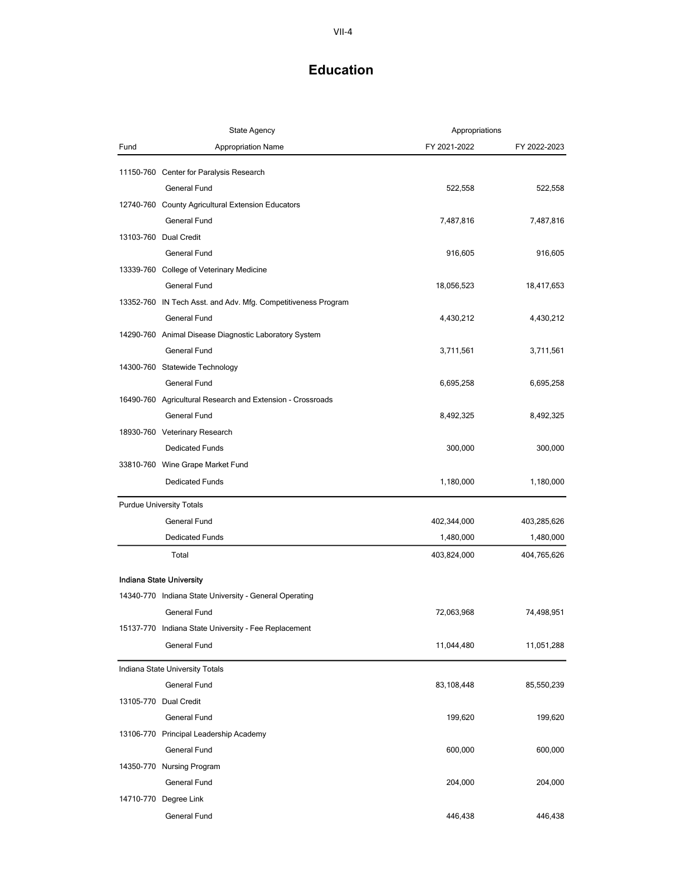# Education

| Fund | State Agency / Appropriation Name | Appropriations FY 2021-2022 | FY 2022-2023 |
|---|---|---|---|
| 11150-760 | Center for Paralysis Research | | |
| | General Fund | 522,558 | 522,558 |
| 12740-760 | County Agricultural Extension Educators | | |
| | General Fund | 7,487,816 | 7,487,816 |
| 13103-760 | Dual Credit | | |
| | General Fund | 916,605 | 916,605 |
| 13339-760 | College of Veterinary Medicine | | |
| | General Fund | 18,056,523 | 18,417,653 |
| 13352-760 | IN Tech Asst. and Adv. Mfg. Competitiveness Program | | |
| | General Fund | 4,430,212 | 4,430,212 |
| 14290-760 | Animal Disease Diagnostic Laboratory System | | |
| | General Fund | 3,711,561 | 3,711,561 |
| 14300-760 | Statewide Technology | | |
| | General Fund | 6,695,258 | 6,695,258 |
| 16490-760 | Agricultural Research and Extension - Crossroads | | |
| | General Fund | 8,492,325 | 8,492,325 |
| 18930-760 | Veterinary Research | | |
| | Dedicated Funds | 300,000 | 300,000 |
| 33810-760 | Wine Grape Market Fund | | |
| | Dedicated Funds | 1,180,000 | 1,180,000 |
| Purdue University Totals | | | |
| | General Fund | 402,344,000 | 403,285,626 |
| | Dedicated Funds | 1,480,000 | 1,480,000 |
| | Total | 403,824,000 | 404,765,626 |
| **Indiana State University** | | | |
| 14340-770 | Indiana State University - General Operating | | |
| | General Fund | 72,063,968 | 74,498,951 |
| 15137-770 | Indiana State University - Fee Replacement | | |
| | General Fund | 11,044,480 | 11,051,288 |
| Indiana State University Totals | | | |
| | General Fund | 83,108,448 | 85,550,239 |
| 13105-770 | Dual Credit | | |
| | General Fund | 199,620 | 199,620 |
| 13106-770 | Principal Leadership Academy | | |
| | General Fund | 600,000 | 600,000 |
| 14350-770 | Nursing Program | | |
| | General Fund | 204,000 | 204,000 |
| 14710-770 | Degree Link | | |
| | General Fund | 446,438 | 446,438 |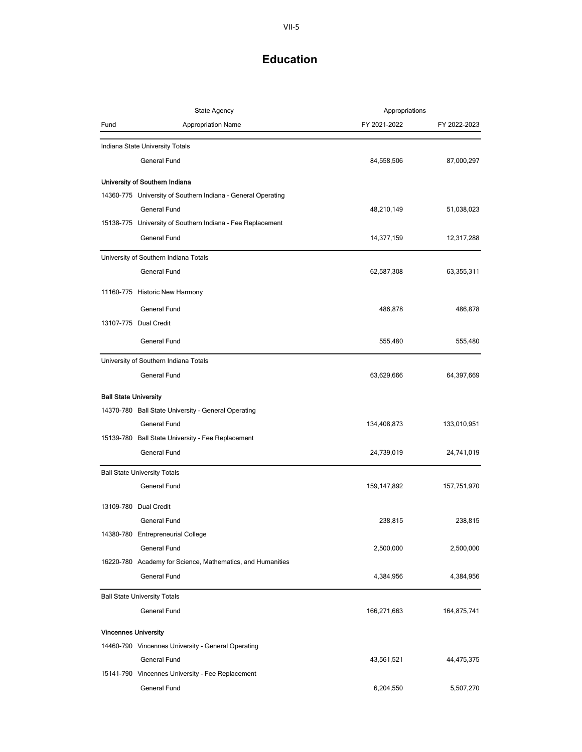# Education

| State Agency | | Appropriations | |
|---|---|---|---|
| Fund | Appropriation Name | FY 2021-2022 | FY 2022-2023 |
| Indiana State University Totals | | | |
| | General Fund | 84,558,506 | 87,000,297 |
| **University of Southern Indiana** | | | |
| 14360-775 | University of Southern Indiana - General Operating | | |
| | General Fund | 48,210,149 | 51,038,023 |
| 15138-775 | University of Southern Indiana - Fee Replacement | | |
| | General Fund | 14,377,159 | 12,317,288 |
| University of Southern Indiana Totals | | | |
| | General Fund | 62,587,308 | 63,355,311 |
| 11160-775 | Historic New Harmony | | |
| | General Fund | 486,878 | 486,878 |
| 13107-775 | Dual Credit | | |
| | General Fund | 555,480 | 555,480 |
| University of Southern Indiana Totals | | | |
| | General Fund | 63,629,666 | 64,397,669 |
| **Ball State University** | | | |
| 14370-780 | Ball State University - General Operating | | |
| | General Fund | 134,408,873 | 133,010,951 |
| 15139-780 | Ball State University - Fee Replacement | | |
| | General Fund | 24,739,019 | 24,741,019 |
| Ball State University Totals | | | |
| | General Fund | 159,147,892 | 157,751,970 |
| 13109-780 | Dual Credit | | |
| | General Fund | 238,815 | 238,815 |
| 14380-780 | Entrepreneurial College | | |
| | General Fund | 2,500,000 | 2,500,000 |
| 16220-780 | Academy for Science, Mathematics, and Humanities | | |
| | General Fund | 4,384,956 | 4,384,956 |
| Ball State University Totals | | | |
| | General Fund | 166,271,663 | 164,875,741 |
| **Vincennes University** | | | |
| 14460-790 | Vincennes University - General Operating | | |
| | General Fund | 43,561,521 | 44,475,375 |
| 15141-790 | Vincennes University - Fee Replacement | | |
| | General Fund | 6,204,550 | 5,507,270 |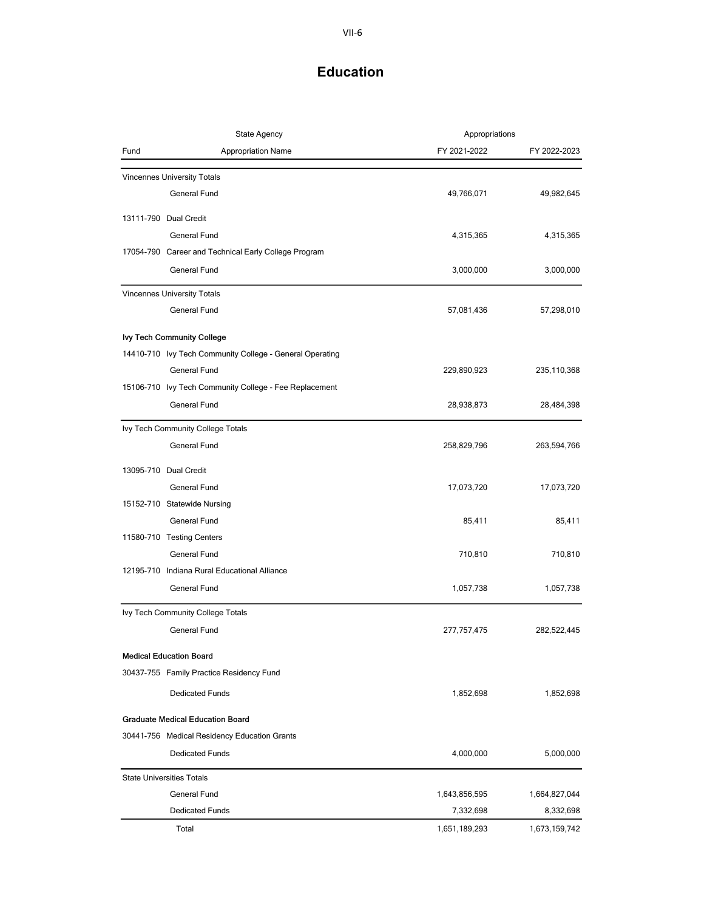# Education

| Fund | State Agency / Appropriation Name | Appropriations FY 2021-2022 | FY 2022-2023 |
|---|---|---|---|
| | Vincennes University Totals | | |
| | General Fund | 49,766,071 | 49,982,645 |
| 13111-790 | Dual Credit | | |
| | General Fund | 4,315,365 | 4,315,365 |
| 17054-790 | Career and Technical Early College Program | | |
| | General Fund | 3,000,000 | 3,000,000 |
| | Vincennes University Totals | | |
| | General Fund | 57,081,436 | 57,298,010 |
| | **Ivy Tech Community College** | | |
| 14410-710 | Ivy Tech Community College - General Operating | | |
| | General Fund | 229,890,923 | 235,110,368 |
| 15106-710 | Ivy Tech Community College - Fee Replacement | | |
| | General Fund | 28,938,873 | 28,484,398 |
| | Ivy Tech Community College Totals | | |
| | General Fund | 258,829,796 | 263,594,766 |
| 13095-710 | Dual Credit | | |
| | General Fund | 17,073,720 | 17,073,720 |
| 15152-710 | Statewide Nursing | | |
| | General Fund | 85,411 | 85,411 |
| 11580-710 | Testing Centers | | |
| | General Fund | 710,810 | 710,810 |
| 12195-710 | Indiana Rural Educational Alliance | | |
| | General Fund | 1,057,738 | 1,057,738 |
| | Ivy Tech Community College Totals | | |
| | General Fund | 277,757,475 | 282,522,445 |
| | **Medical Education Board** | | |
| 30437-755 | Family Practice Residency Fund | | |
| | Dedicated Funds | 1,852,698 | 1,852,698 |
| | **Graduate Medical Education Board** | | |
| 30441-756 | Medical Residency Education Grants | | |
| | Dedicated Funds | 4,000,000 | 5,000,000 |
| | State Universities Totals | | |
| | General Fund | 1,643,856,595 | 1,664,827,044 |
| | Dedicated Funds | 7,332,698 | 8,332,698 |
| | Total | 1,651,189,293 | 1,673,159,742 |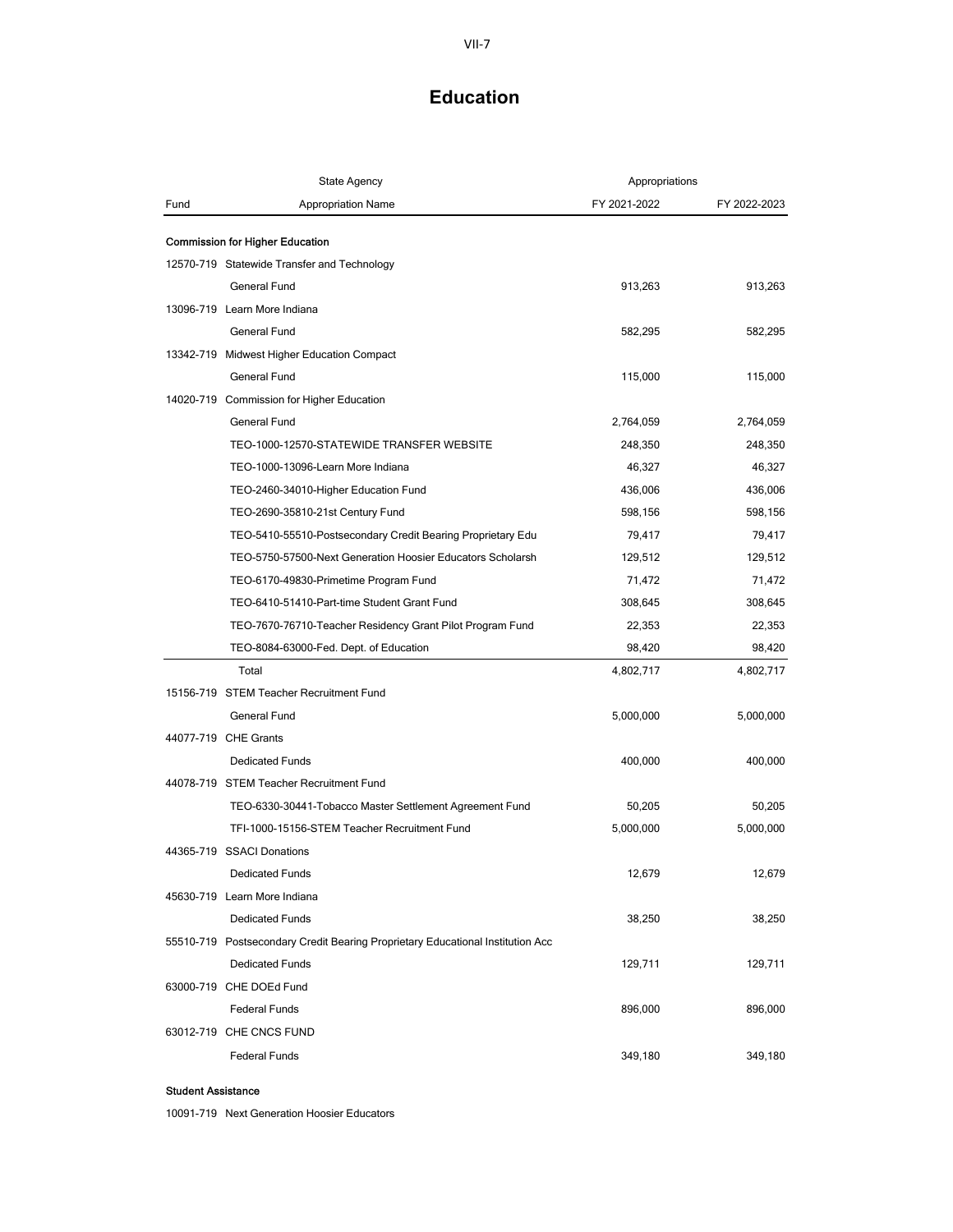# Education

| Fund | State Agency / Appropriation Name | FY 2021-2022 | FY 2022-2023 |
|---|---|---|---|
| | **Commission for Higher Education** | | |
| 12570-719 | Statewide Transfer and Technology | | |
| | General Fund | 913,263 | 913,263 |
| 13096-719 | Learn More Indiana | | |
| | General Fund | 582,295 | 582,295 |
| 13342-719 | Midwest Higher Education Compact | | |
| | General Fund | 115,000 | 115,000 |
| 14020-719 | Commission for Higher Education | | |
| | General Fund | 2,764,059 | 2,764,059 |
| | TEO-1000-12570-STATEWIDE TRANSFER WEBSITE | 248,350 | 248,350 |
| | TEO-1000-13096-Learn More Indiana | 46,327 | 46,327 |
| | TEO-2460-34010-Higher Education Fund | 436,006 | 436,006 |
| | TEO-2690-35810-21st Century Fund | 598,156 | 598,156 |
| | TEO-5410-55510-Postsecondary Credit Bearing Proprietary Edu | 79,417 | 79,417 |
| | TEO-5750-57500-Next Generation Hoosier Educators Scholarsh | 129,512 | 129,512 |
| | TEO-6170-49830-Primetime Program Fund | 71,472 | 71,472 |
| | TEO-6410-51410-Part-time Student Grant Fund | 308,645 | 308,645 |
| | TEO-7670-76710-Teacher Residency Grant Pilot Program Fund | 22,353 | 22,353 |
| | TEO-8084-63000-Fed. Dept. of Education | 98,420 | 98,420 |
| | Total | 4,802,717 | 4,802,717 |
| 15156-719 | STEM Teacher Recruitment Fund | | |
| | General Fund | 5,000,000 | 5,000,000 |
| 44077-719 | CHE Grants | | |
| | Dedicated Funds | 400,000 | 400,000 |
| 44078-719 | STEM Teacher Recruitment Fund | | |
| | TEO-6330-30441-Tobacco Master Settlement Agreement Fund | 50,205 | 50,205 |
| | TFI-1000-15156-STEM Teacher Recruitment Fund | 5,000,000 | 5,000,000 |
| 44365-719 | SSACI Donations | | |
| | Dedicated Funds | 12,679 | 12,679 |
| 45630-719 | Learn More Indiana | | |
| | Dedicated Funds | 38,250 | 38,250 |
| 55510-719 | Postsecondary Credit Bearing Proprietary Educational Institution Acc | | |
| | Dedicated Funds | 129,711 | 129,711 |
| 63000-719 | CHE DOEd Fund | | |
| | Federal Funds | 896,000 | 896,000 |
| 63012-719 | CHE CNCS FUND | | |
| | Federal Funds | 349,180 | 349,180 |
| | **Student Assistance** | | |
| 10091-719 | Next Generation Hoosier Educators | | |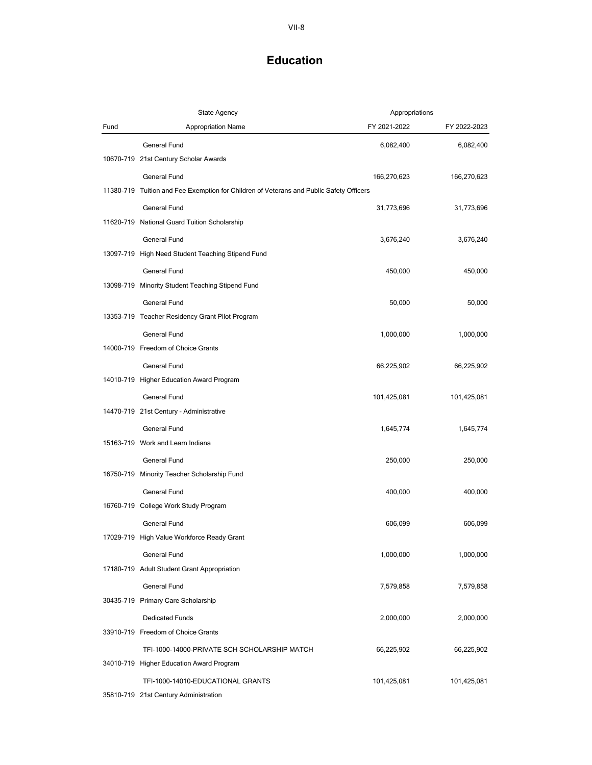# Education

| Fund | State Agency / Appropriation Name | Appropriations FY 2021-2022 | FY 2022-2023 |
|---|---|---|---|
| | General Fund | 6,082,400 | 6,082,400 |
| 10670-719 | 21st Century Scholar Awards | | |
| | General Fund | 166,270,623 | 166,270,623 |
| 11380-719 | Tuition and Fee Exemption for Children of Veterans and Public Safety Officers | | |
| | General Fund | 31,773,696 | 31,773,696 |
| 11620-719 | National Guard Tuition Scholarship | | |
| | General Fund | 3,676,240 | 3,676,240 |
| 13097-719 | High Need Student Teaching Stipend Fund | | |
| | General Fund | 450,000 | 450,000 |
| 13098-719 | Minority Student Teaching Stipend Fund | | |
| | General Fund | 50,000 | 50,000 |
| 13353-719 | Teacher Residency Grant Pilot Program | | |
| | General Fund | 1,000,000 | 1,000,000 |
| 14000-719 | Freedom of Choice Grants | | |
| | General Fund | 66,225,902 | 66,225,902 |
| 14010-719 | Higher Education Award Program | | |
| | General Fund | 101,425,081 | 101,425,081 |
| 14470-719 | 21st Century - Administrative | | |
| | General Fund | 1,645,774 | 1,645,774 |
| 15163-719 | Work and Learn Indiana | | |
| | General Fund | 250,000 | 250,000 |
| 16750-719 | Minority Teacher Scholarship Fund | | |
| | General Fund | 400,000 | 400,000 |
| 16760-719 | College Work Study Program | | |
| | General Fund | 606,099 | 606,099 |
| 17029-719 | High Value Workforce Ready Grant | | |
| | General Fund | 1,000,000 | 1,000,000 |
| 17180-719 | Adult Student Grant Appropriation | | |
| | General Fund | 7,579,858 | 7,579,858 |
| 30435-719 | Primary Care Scholarship | | |
| | Dedicated Funds | 2,000,000 | 2,000,000 |
| 33910-719 | Freedom of Choice Grants | | |
| | TFI-1000-14000-PRIVATE SCH SCHOLARSHIP MATCH | 66,225,902 | 66,225,902 |
| 34010-719 | Higher Education Award Program | | |
| | TFI-1000-14010-EDUCATIONAL GRANTS | 101,425,081 | 101,425,081 |
| 35810-719 | 21st Century Administration | | |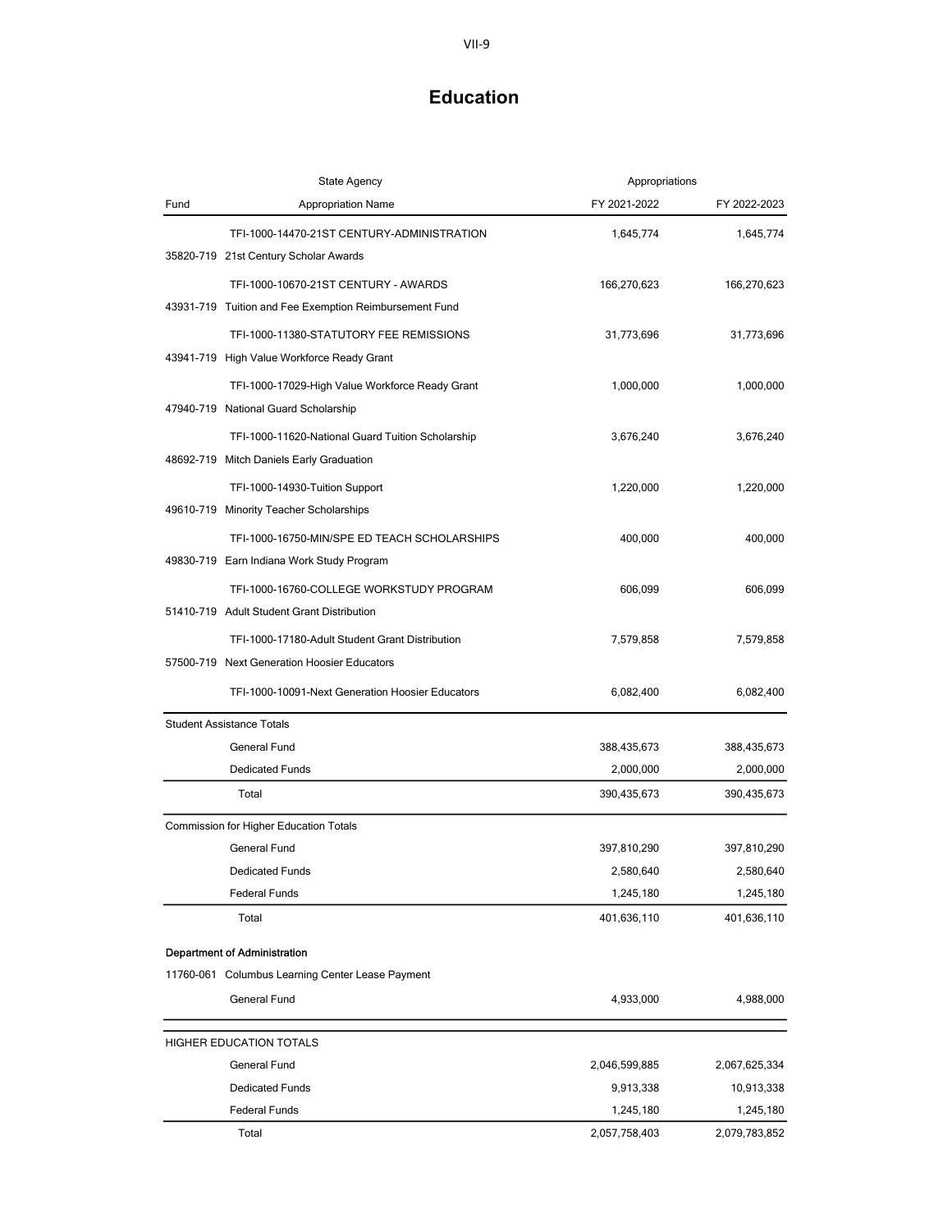# Education

| Fund | State Agency / Appropriation Name | FY 2021-2022 | FY 2022-2023 |
|---|---|---|---|
| | TFI-1000-14470-21ST CENTURY-ADMINISTRATION | 1,645,774 | 1,645,774 |
| 35820-719 | 21st Century Scholar Awards | | |
| | TFI-1000-10670-21ST CENTURY - AWARDS | 166,270,623 | 166,270,623 |
| 43931-719 | Tuition and Fee Exemption Reimbursement Fund | | |
| | TFI-1000-11380-STATUTORY FEE REMISSIONS | 31,773,696 | 31,773,696 |
| 43941-719 | High Value Workforce Ready Grant | | |
| | TFI-1000-17029-High Value Workforce Ready Grant | 1,000,000 | 1,000,000 |
| 47940-719 | National Guard Scholarship | | |
| | TFI-1000-11620-National Guard Tuition Scholarship | 3,676,240 | 3,676,240 |
| 48692-719 | Mitch Daniels Early Graduation | | |
| | TFI-1000-14930-Tuition Support | 1,220,000 | 1,220,000 |
| 49610-719 | Minority Teacher Scholarships | | |
| | TFI-1000-16750-MIN/SPE ED TEACH SCHOLARSHIPS | 400,000 | 400,000 |
| 49830-719 | Earn Indiana Work Study Program | | |
| | TFI-1000-16760-COLLEGE WORKSTUDY PROGRAM | 606,099 | 606,099 |
| 51410-719 | Adult Student Grant Distribution | | |
| | TFI-1000-17180-Adult Student Grant Distribution | 7,579,858 | 7,579,858 |
| 57500-719 | Next Generation Hoosier Educators | | |
| | TFI-1000-10091-Next Generation Hoosier Educators | 6,082,400 | 6,082,400 |
| Student Assistance Totals | | | |
| | General Fund | 388,435,673 | 388,435,673 |
| | Dedicated Funds | 2,000,000 | 2,000,000 |
| | Total | 390,435,673 | 390,435,673 |
| Commission for Higher Education Totals | | | |
| | General Fund | 397,810,290 | 397,810,290 |
| | Dedicated Funds | 2,580,640 | 2,580,640 |
| | Federal Funds | 1,245,180 | 1,245,180 |
| | Total | 401,636,110 | 401,636,110 |
| **Department of Administration** | | | |
| 11760-061 | Columbus Learning Center Lease Payment | | |
| | General Fund | 4,933,000 | 4,988,000 |
| HIGHER EDUCATION TOTALS | | | |
| | General Fund | 2,046,599,885 | 2,067,625,334 |
| | Dedicated Funds | 9,913,338 | 10,913,338 |
| | Federal Funds | 1,245,180 | 1,245,180 |
| | Total | 2,057,758,403 | 2,079,783,852 |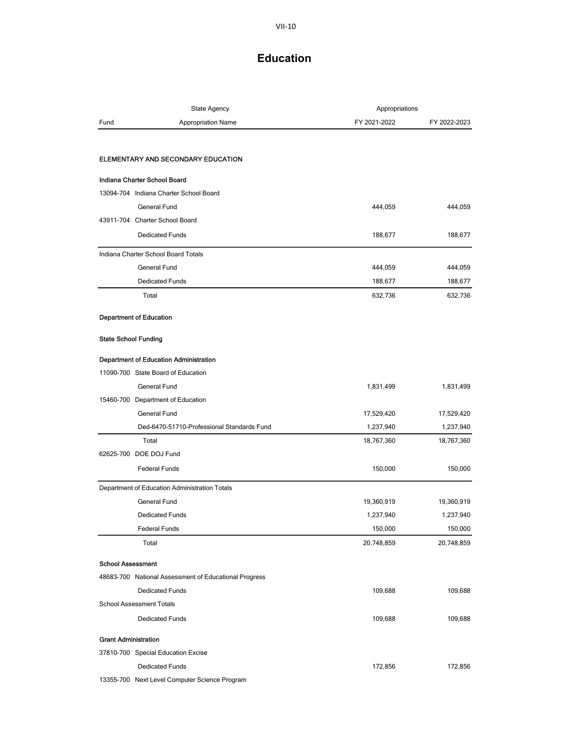# Education

| Fund | State Agency / Appropriation Name | Appropriations FY 2021-2022 | FY 2022-2023 |
|---|---|---|---|
| | **ELEMENTARY AND SECONDARY EDUCATION** | | |
| | **Indiana Charter School Board** | | |
| 13094-704 | Indiana Charter School Board | | |
| | General Fund | 444,059 | 444,059 |
| 43911-704 | Charter School Board | | |
| | Dedicated Funds | 188,677 | 188,677 |
| | Indiana Charter School Board Totals | | |
| | General Fund | 444,059 | 444,059 |
| | Dedicated Funds | 188,677 | 188,677 |
| | Total | 632,736 | 632,736 |
| | **Department of Education** | | |
| | **State School Funding** | | |
| | **Department of Education Administration** | | |
| 11090-700 | State Board of Education | | |
| | General Fund | 1,831,499 | 1,831,499 |
| 15460-700 | Department of Education | | |
| | General Fund | 17,529,420 | 17,529,420 |
| | Ded-6470-51710-Professional Standards Fund | 1,237,940 | 1,237,940 |
| | Total | 18,767,360 | 18,767,360 |
| 62625-700 | DOE DOJ Fund | | |
| | Federal Funds | 150,000 | 150,000 |
| | Department of Education Administration Totals | | |
| | General Fund | 19,360,919 | 19,360,919 |
| | Dedicated Funds | 1,237,940 | 1,237,940 |
| | Federal Funds | 150,000 | 150,000 |
| | Total | 20,748,859 | 20,748,859 |
| | **School Assessment** | | |
| 48683-700 | National Assessment of Educational Progress | | |
| | Dedicated Funds | 109,688 | 109,688 |
| | School Assessment Totals | | |
| | Dedicated Funds | 109,688 | 109,688 |
| | **Grant Administration** | | |
| 37810-700 | Special Education Excise | | |
| | Dedicated Funds | 172,856 | 172,856 |
| 13355-700 | Next Level Computer Science Program | | |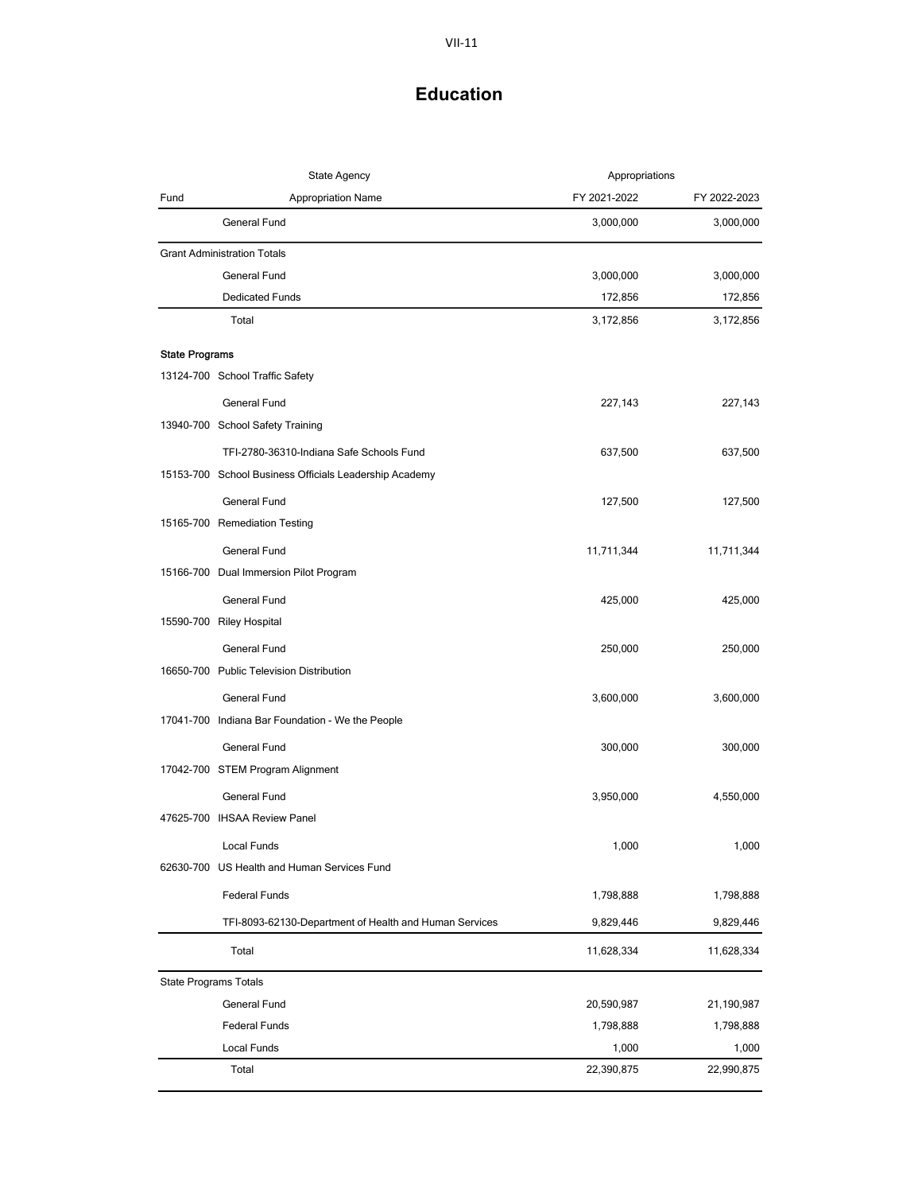# Education

| State Agency | | Appropriations | |
|---|---|---|---|
| Fund | Appropriation Name | FY 2021-2022 | FY 2022-2023 |
| | General Fund | 3,000,000 | 3,000,000 |
| Grant Administration Totals | | | |
| | General Fund | 3,000,000 | 3,000,000 |
| | Dedicated Funds | 172,856 | 172,856 |
| | Total | 3,172,856 | 3,172,856 |
| **State Programs** | | | |
| 13124-700 | School Traffic Safety | | |
| | General Fund | 227,143 | 227,143 |
| 13940-700 | School Safety Training | | |
| | TFI-2780-36310-Indiana Safe Schools Fund | 637,500 | 637,500 |
| 15153-700 | School Business Officials Leadership Academy | | |
| | General Fund | 127,500 | 127,500 |
| 15165-700 | Remediation Testing | | |
| | General Fund | 11,711,344 | 11,711,344 |
| 15166-700 | Dual Immersion Pilot Program | | |
| | General Fund | 425,000 | 425,000 |
| 15590-700 | Riley Hospital | | |
| | General Fund | 250,000 | 250,000 |
| 16650-700 | Public Television Distribution | | |
| | General Fund | 3,600,000 | 3,600,000 |
| 17041-700 | Indiana Bar Foundation - We the People | | |
| | General Fund | 300,000 | 300,000 |
| 17042-700 | STEM Program Alignment | | |
| | General Fund | 3,950,000 | 4,550,000 |
| 47625-700 | IHSAA Review Panel | | |
| | Local Funds | 1,000 | 1,000 |
| 62630-700 | US Health and Human Services Fund | | |
| | Federal Funds | 1,798,888 | 1,798,888 |
| | TFI-8093-62130-Department of Health and Human Services | 9,829,446 | 9,829,446 |
| | Total | 11,628,334 | 11,628,334 |
| State Programs Totals | | | |
| | General Fund | 20,590,987 | 21,190,987 |
| | Federal Funds | 1,798,888 | 1,798,888 |
| | Local Funds | 1,000 | 1,000 |
| | Total | 22,390,875 | 22,990,875 |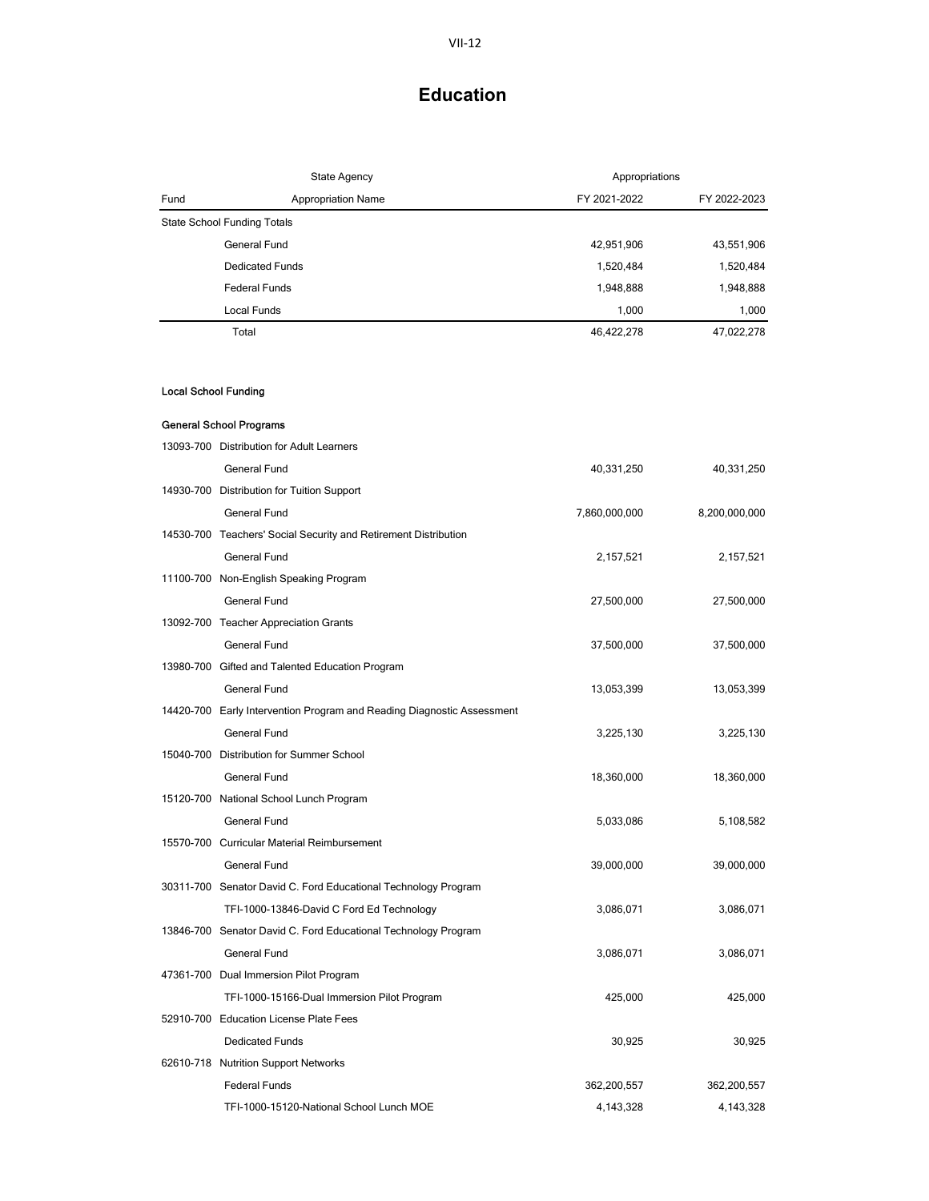# Education

| Fund | State Agency / Appropriation Name | Appropriations FY 2021-2022 | FY 2022-2023 |
|---|---|---|---|
| State School Funding Totals | | | |
| | General Fund | 42,951,906 | 43,551,906 |
| | Dedicated Funds | 1,520,484 | 1,520,484 |
| | Federal Funds | 1,948,888 | 1,948,888 |
| | Local Funds | 1,000 | 1,000 |
| | Total | 46,422,278 | 47,022,278 |

**Local School Funding**

**General School Programs**

| Fund | Appropriation Name | FY 2021-2022 | FY 2022-2023 |
|---|---|---|---|
| 13093-700 | Distribution for Adult Learners | | |
| | General Fund | 40,331,250 | 40,331,250 |
| 14930-700 | Distribution for Tuition Support | | |
| | General Fund | 7,860,000,000 | 8,200,000,000 |
| 14530-700 | Teachers' Social Security and Retirement Distribution | | |
| | General Fund | 2,157,521 | 2,157,521 |
| 11100-700 | Non-English Speaking Program | | |
| | General Fund | 27,500,000 | 27,500,000 |
| 13092-700 | Teacher Appreciation Grants | | |
| | General Fund | 37,500,000 | 37,500,000 |
| 13980-700 | Gifted and Talented Education Program | | |
| | General Fund | 13,053,399 | 13,053,399 |
| 14420-700 | Early Intervention Program and Reading Diagnostic Assessment | | |
| | General Fund | 3,225,130 | 3,225,130 |
| 15040-700 | Distribution for Summer School | | |
| | General Fund | 18,360,000 | 18,360,000 |
| 15120-700 | National School Lunch Program | | |
| | General Fund | 5,033,086 | 5,108,582 |
| 15570-700 | Curricular Material Reimbursement | | |
| | General Fund | 39,000,000 | 39,000,000 |
| 30311-700 | Senator David C. Ford Educational Technology Program | | |
| | TFI-1000-13846-David C Ford Ed Technology | 3,086,071 | 3,086,071 |
| 13846-700 | Senator David C. Ford Educational Technology Program | | |
| | General Fund | 3,086,071 | 3,086,071 |
| 47361-700 | Dual Immersion Pilot Program | | |
| | TFI-1000-15166-Dual Immersion Pilot Program | 425,000 | 425,000 |
| 52910-700 | Education License Plate Fees | | |
| | Dedicated Funds | 30,925 | 30,925 |
| 62610-718 | Nutrition Support Networks | | |
| | Federal Funds | 362,200,557 | 362,200,557 |
| | TFI-1000-15120-National School Lunch MOE | 4,143,328 | 4,143,328 |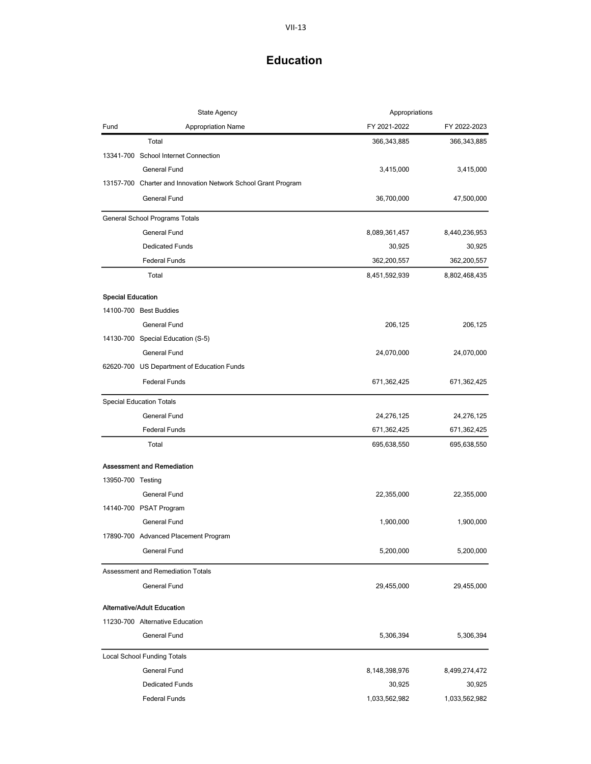# Education

| Fund | State Agency Appropriation Name | FY 2021-2022 | FY 2022-2023 |
|---|---|---|---|
| | Total | 366,343,885 | 366,343,885 |
| 13341-700 | School Internet Connection | | |
| | General Fund | 3,415,000 | 3,415,000 |
| 13157-700 | Charter and Innovation Network School Grant Program | | |
| | General Fund | 36,700,000 | 47,500,000 |
| General School Programs Totals | | | |
| | General Fund | 8,089,361,457 | 8,440,236,953 |
| | Dedicated Funds | 30,925 | 30,925 |
| | Federal Funds | 362,200,557 | 362,200,557 |
| | Total | 8,451,592,939 | 8,802,468,435 |
| **Special Education** | | | |
| 14100-700 | Best Buddies | | |
| | General Fund | 206,125 | 206,125 |
| 14130-700 | Special Education (S-5) | | |
| | General Fund | 24,070,000 | 24,070,000 |
| 62620-700 | US Department of Education Funds | | |
| | Federal Funds | 671,362,425 | 671,362,425 |
| Special Education Totals | | | |
| | General Fund | 24,276,125 | 24,276,125 |
| | Federal Funds | 671,362,425 | 671,362,425 |
| | Total | 695,638,550 | 695,638,550 |
| **Assessment and Remediation** | | | |
| 13950-700 | Testing | | |
| | General Fund | 22,355,000 | 22,355,000 |
| 14140-700 | PSAT Program | | |
| | General Fund | 1,900,000 | 1,900,000 |
| 17890-700 | Advanced Placement Program | | |
| | General Fund | 5,200,000 | 5,200,000 |
| Assessment and Remediation Totals | | | |
| | General Fund | 29,455,000 | 29,455,000 |
| **Alternative/Adult Education** | | | |
| 11230-700 | Alternative Education | | |
| | General Fund | 5,306,394 | 5,306,394 |
| Local School Funding Totals | | | |
| | General Fund | 8,148,398,976 | 8,499,274,472 |
| | Dedicated Funds | 30,925 | 30,925 |
| | Federal Funds | 1,033,562,982 | 1,033,562,982 |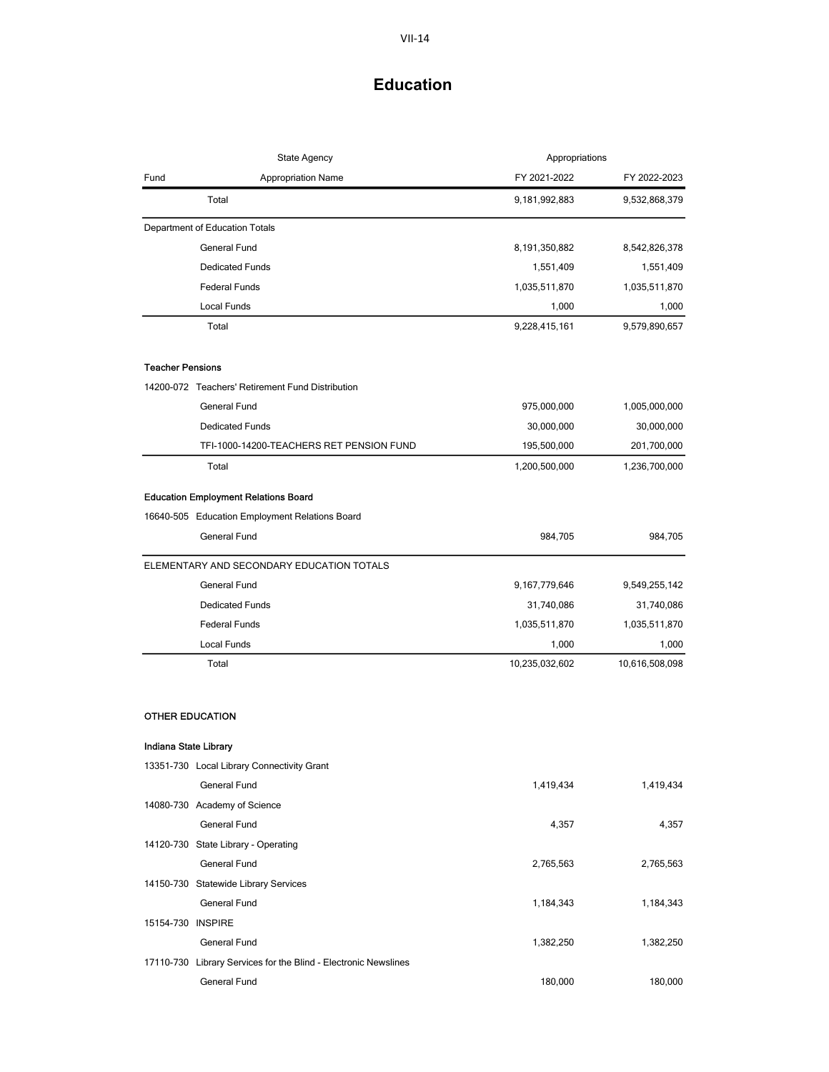# Education

| Fund | State Agency<br>Appropriation Name | Appropriations<br>FY 2021-2022 | FY 2022-2023 |
|---|---|---|---|
| | Total | 9,181,992,883 | 9,532,868,379 |
| Department of Education Totals | | | |
| | General Fund | 8,191,350,882 | 8,542,826,378 |
| | Dedicated Funds | 1,551,409 | 1,551,409 |
| | Federal Funds | 1,035,511,870 | 1,035,511,870 |
| | Local Funds | 1,000 | 1,000 |
| | Total | 9,228,415,161 | 9,579,890,657 |
| **Teacher Pensions** | | | |
| 14200-072 | Teachers' Retirement Fund Distribution | | |
| | General Fund | 975,000,000 | 1,005,000,000 |
| | Dedicated Funds | 30,000,000 | 30,000,000 |
| | TFI-1000-14200-TEACHERS RET PENSION FUND | 195,500,000 | 201,700,000 |
| | Total | 1,200,500,000 | 1,236,700,000 |
| **Education Employment Relations Board** | | | |
| 16640-505 | Education Employment Relations Board | | |
| | General Fund | 984,705 | 984,705 |
| ELEMENTARY AND SECONDARY EDUCATION TOTALS | | | |
| | General Fund | 9,167,779,646 | 9,549,255,142 |
| | Dedicated Funds | 31,740,086 | 31,740,086 |
| | Federal Funds | 1,035,511,870 | 1,035,511,870 |
| | Local Funds | 1,000 | 1,000 |
| | Total | 10,235,032,602 | 10,616,508,098 |
| **OTHER EDUCATION** | | | |
| **Indiana State Library** | | | |
| 13351-730 | Local Library Connectivity Grant | | |
| | General Fund | 1,419,434 | 1,419,434 |
| 14080-730 | Academy of Science | | |
| | General Fund | 4,357 | 4,357 |
| 14120-730 | State Library - Operating | | |
| | General Fund | 2,765,563 | 2,765,563 |
| 14150-730 | Statewide Library Services | | |
| | General Fund | 1,184,343 | 1,184,343 |
| 15154-730 | INSPIRE | | |
| | General Fund | 1,382,250 | 1,382,250 |
| 17110-730 | Library Services for the Blind - Electronic Newslines | | |
| | General Fund | 180,000 | 180,000 |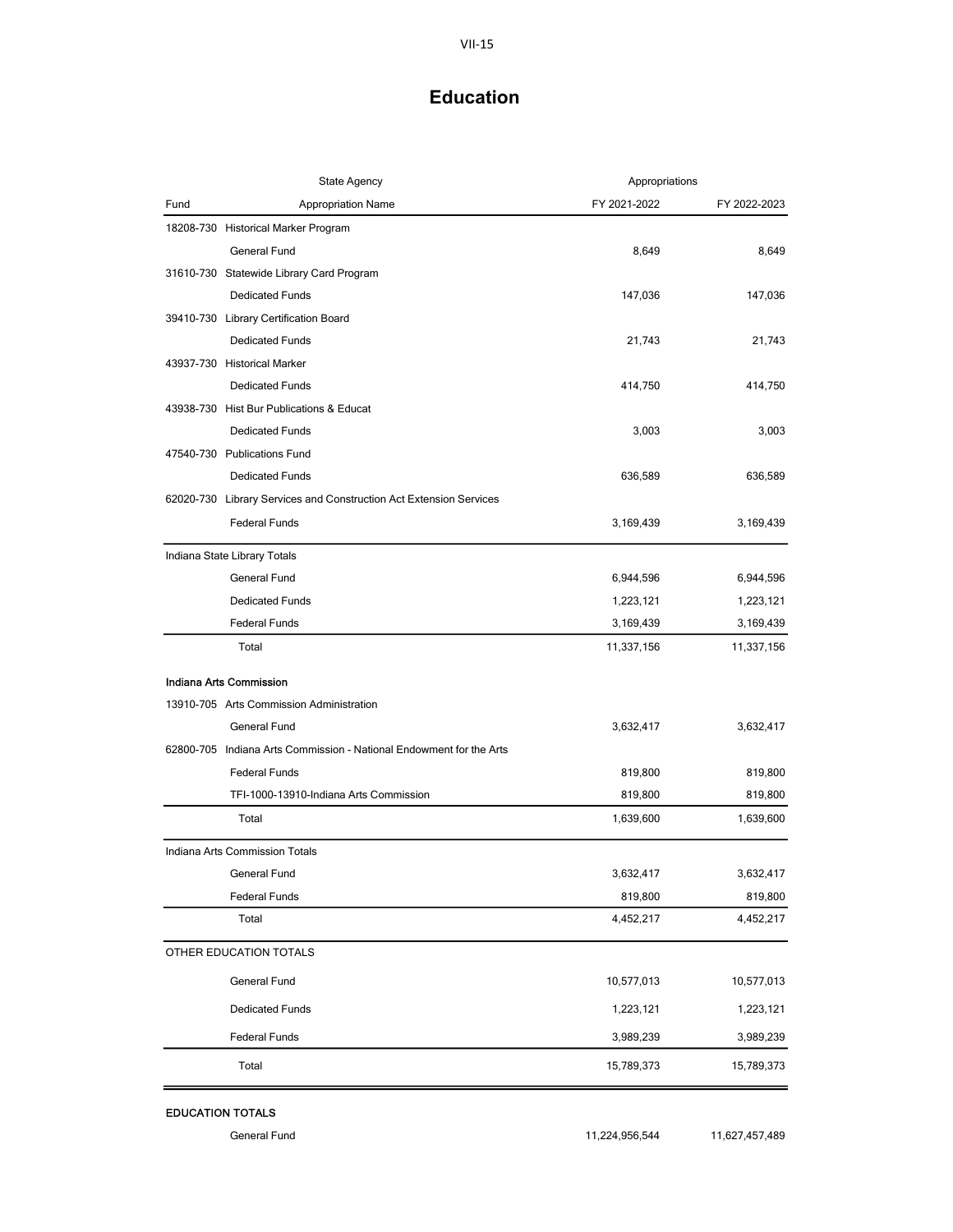# Education

| Fund | State Agency / Appropriation Name | Appropriations FY 2021-2022 | FY 2022-2023 |
|---|---|---|---|
| 18208-730 | Historical Marker Program | | |
| | General Fund | 8,649 | 8,649 |
| 31610-730 | Statewide Library Card Program | | |
| | Dedicated Funds | 147,036 | 147,036 |
| 39410-730 | Library Certification Board | | |
| | Dedicated Funds | 21,743 | 21,743 |
| 43937-730 | Historical Marker | | |
| | Dedicated Funds | 414,750 | 414,750 |
| 43938-730 | Hist Bur Publications & Educat | | |
| | Dedicated Funds | 3,003 | 3,003 |
| 47540-730 | Publications Fund | | |
| | Dedicated Funds | 636,589 | 636,589 |
| 62020-730 | Library Services and Construction Act Extension Services | | |
| | Federal Funds | 3,169,439 | 3,169,439 |
| Indiana State Library Totals | | | |
| | General Fund | 6,944,596 | 6,944,596 |
| | Dedicated Funds | 1,223,121 | 1,223,121 |
| | Federal Funds | 3,169,439 | 3,169,439 |
| | Total | 11,337,156 | 11,337,156 |
| **Indiana Arts Commission** | | | |
| 13910-705 | Arts Commission Administration | | |
| | General Fund | 3,632,417 | 3,632,417 |
| 62800-705 | Indiana Arts Commission - National Endowment for the Arts | | |
| | Federal Funds | 819,800 | 819,800 |
| | TFI-1000-13910-Indiana Arts Commission | 819,800 | 819,800 |
| | Total | 1,639,600 | 1,639,600 |
| Indiana Arts Commission Totals | | | |
| | General Fund | 3,632,417 | 3,632,417 |
| | Federal Funds | 819,800 | 819,800 |
| | Total | 4,452,217 | 4,452,217 |
| OTHER EDUCATION TOTALS | | | |
| | General Fund | 10,577,013 | 10,577,013 |
| | Dedicated Funds | 1,223,121 | 1,223,121 |
| | Federal Funds | 3,989,239 | 3,989,239 |
| | Total | 15,789,373 | 15,789,373 |
| **EDUCATION TOTALS** | | | |
| | General Fund | 11,224,956,544 | 11,627,457,489 |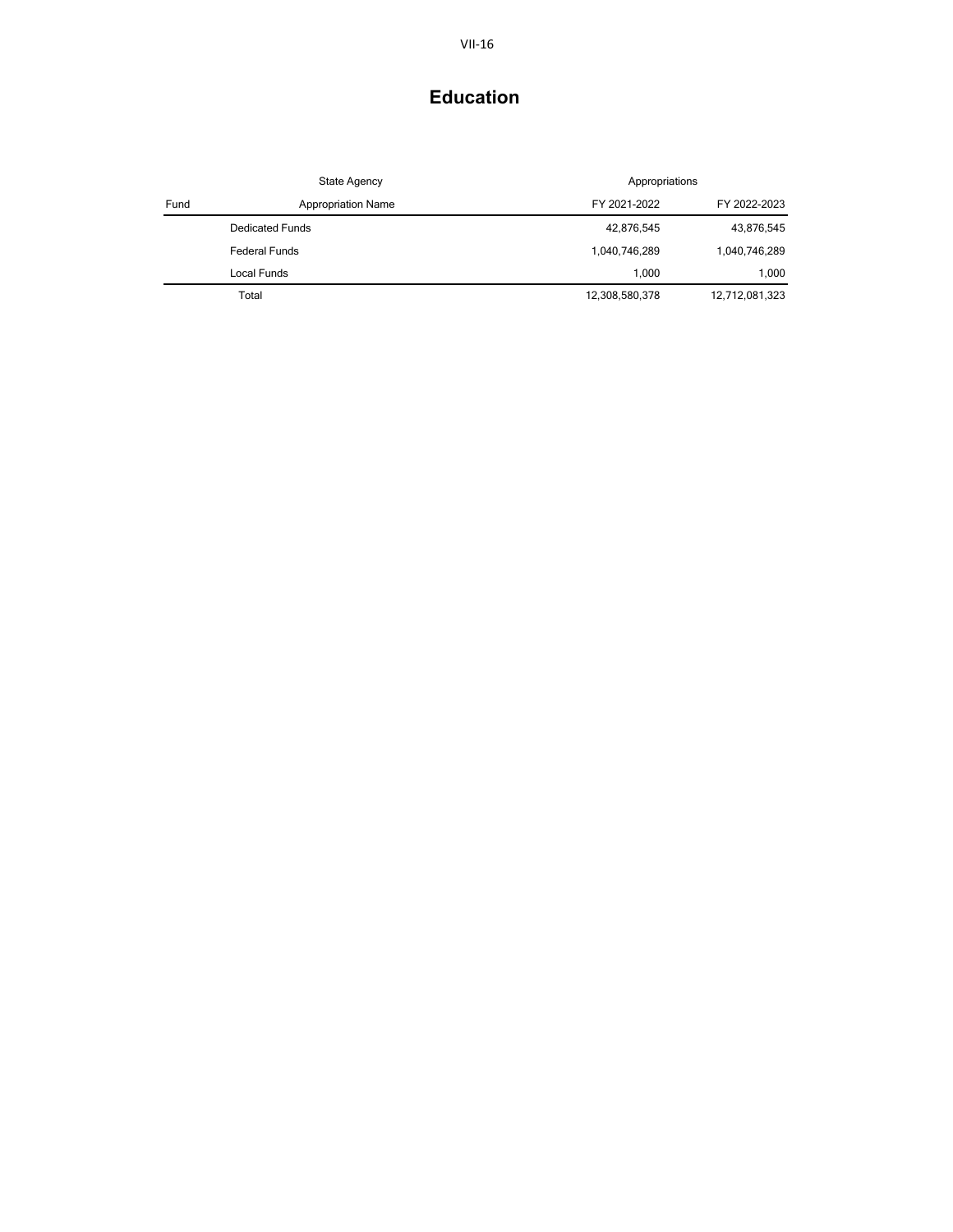# Education

| | State Agency | Appropriations | |
|---|---|---|---|
| Fund | Appropriation Name | FY 2021-2022 | FY 2022-2023 |
| | Dedicated Funds | 42,876,545 | 43,876,545 |
| | Federal Funds | 1,040,746,289 | 1,040,746,289 |
| | Local Funds | 1,000 | 1,000 |
| | Total | 12,308,580,378 | 12,712,081,323 |